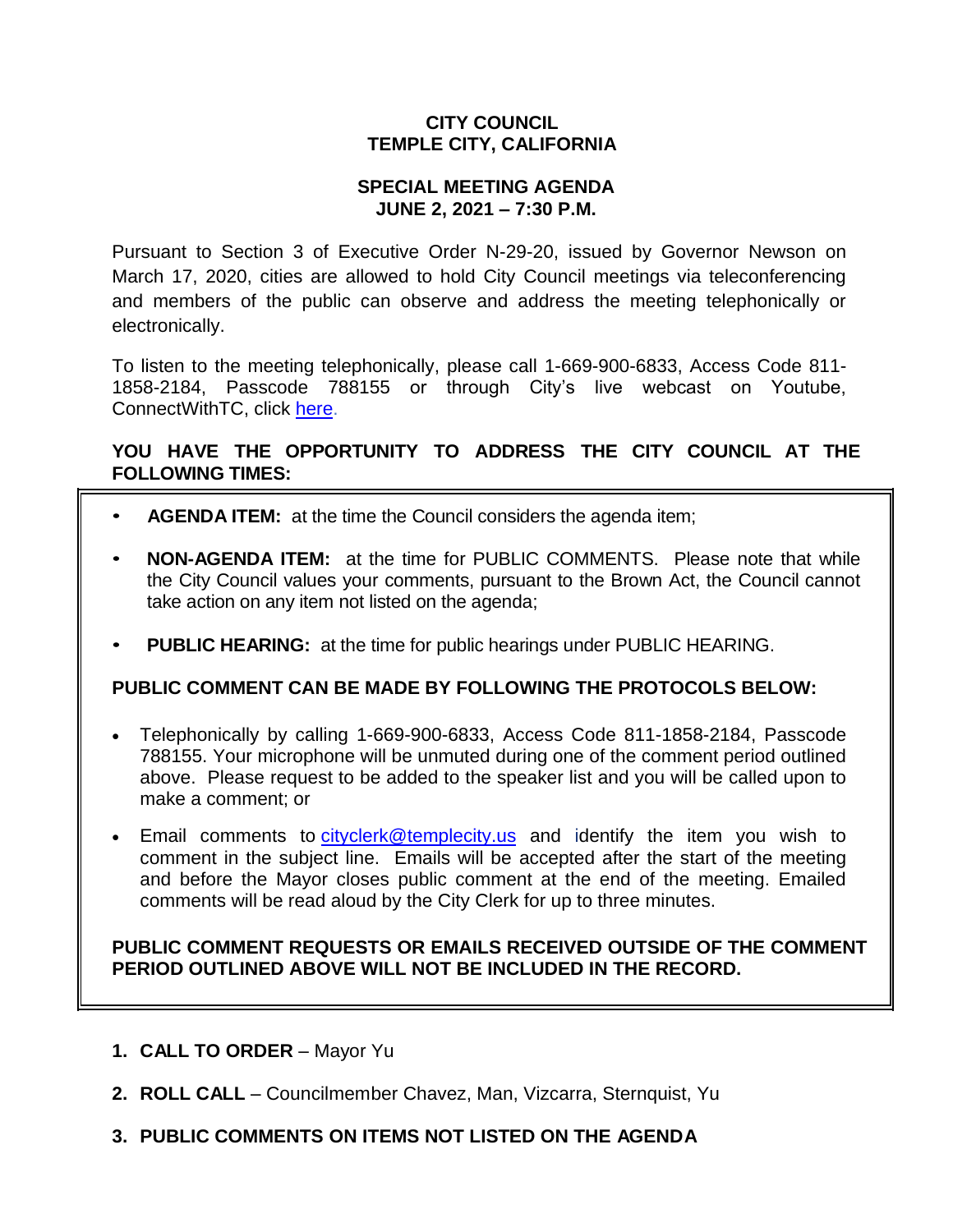# CITY COUNCIL
# TEMPLE CITY, CALIFORNIA

## SPECIAL MEETING AGENDA
## JUNE 2, 2021 – 7:30 P.M.

Pursuant to Section 3 of Executive Order N-29-20, issued by Governor Newson on March 17, 2020, cities are allowed to hold City Council meetings via teleconferencing and members of the public can observe and address the meeting telephonically or electronically.

To listen to the meeting telephonically, please call 1-669-900-6833, Access Code 811-1858-2184, Passcode 788155 or through City's live webcast on Youtube, ConnectWithTC, click here.

**YOU HAVE THE OPPORTUNITY TO ADDRESS THE CITY COUNCIL AT THE FOLLOWING TIMES:**

- **AGENDA ITEM:** at the time the Council considers the agenda item;
- **NON-AGENDA ITEM:** at the time for PUBLIC COMMENTS. Please note that while the City Council values your comments, pursuant to the Brown Act, the Council cannot take action on any item not listed on the agenda;
- **PUBLIC HEARING:** at the time for public hearings under PUBLIC HEARING.

**PUBLIC COMMENT CAN BE MADE BY FOLLOWING THE PROTOCOLS BELOW:**

- Telephonically by calling 1-669-900-6833, Access Code 811-1858-2184, Passcode 788155. Your microphone will be unmuted during one of the comment period outlined above. Please request to be added to the speaker list and you will be called upon to make a comment; or
- Email comments to cityclerk@templecity.us and identify the item you wish to comment in the subject line. Emails will be accepted after the start of the meeting and before the Mayor closes public comment at the end of the meeting. Emailed comments will be read aloud by the City Clerk for up to three minutes.

**PUBLIC COMMENT REQUESTS OR EMAILS RECEIVED OUTSIDE OF THE COMMENT PERIOD OUTLINED ABOVE WILL NOT BE INCLUDED IN THE RECORD.**

1. **CALL TO ORDER** – Mayor Yu
2. **ROLL CALL** – Councilmember Chavez, Man, Vizcarra, Sternquist, Yu
3. **PUBLIC COMMENTS ON ITEMS NOT LISTED ON THE AGENDA**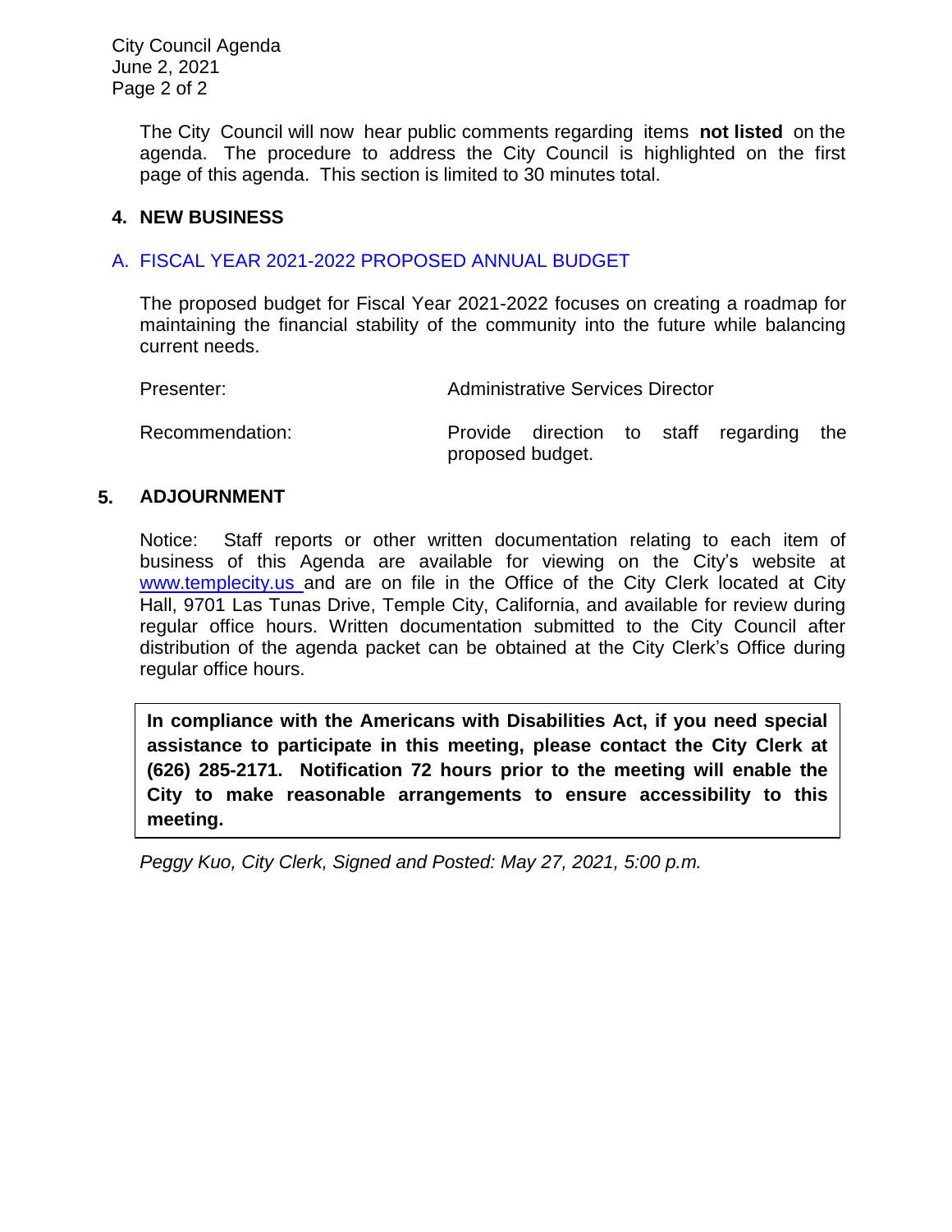The City Council will now hear public comments regarding items **not listed** on the agenda. The procedure to address the City Council is highlighted on the first page of this agenda. This section is limited to 30 minutes total.

## 4. NEW BUSINESS

### A. FISCAL YEAR 2021-2022 PROPOSED ANNUAL BUDGET

The proposed budget for Fiscal Year 2021-2022 focuses on creating a roadmap for maintaining the financial stability of the community into the future while balancing current needs.

| | |
|---|---|
| Presenter: | Administrative Services Director |
| Recommendation: | Provide direction to staff regarding the proposed budget. |

## 5. ADJOURNMENT

Notice: Staff reports or other written documentation relating to each item of business of this Agenda are available for viewing on the City's website at www.templecity.us and are on file in the Office of the City Clerk located at City Hall, 9701 Las Tunas Drive, Temple City, California, and available for review during regular office hours. Written documentation submitted to the City Council after distribution of the agenda packet can be obtained at the City Clerk's Office during regular office hours.

**In compliance with the Americans with Disabilities Act, if you need special assistance to participate in this meeting, please contact the City Clerk at (626) 285-2171. Notification 72 hours prior to the meeting will enable the City to make reasonable arrangements to ensure accessibility to this meeting.**

*Peggy Kuo, City Clerk, Signed and Posted: May 27, 2021, 5:00 p.m.*